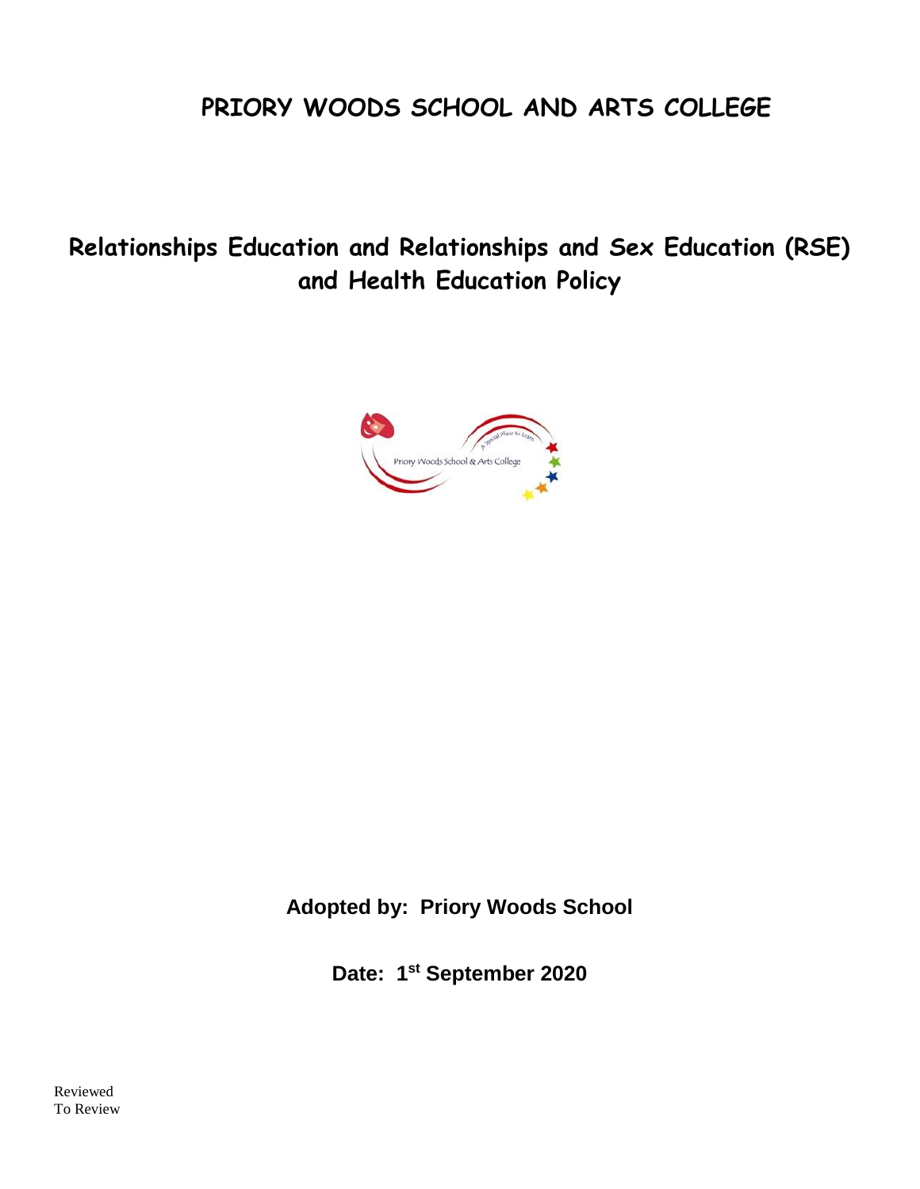# PRIORY WOODS SCHOOL AND ARTS COLLEGE

## Relationships Education and Relationships and Sex Education (RSE) and Health Education Policy

**Adopted by: Priory Woods School**

**Date: 1st September 2020**

Reviewed
To Review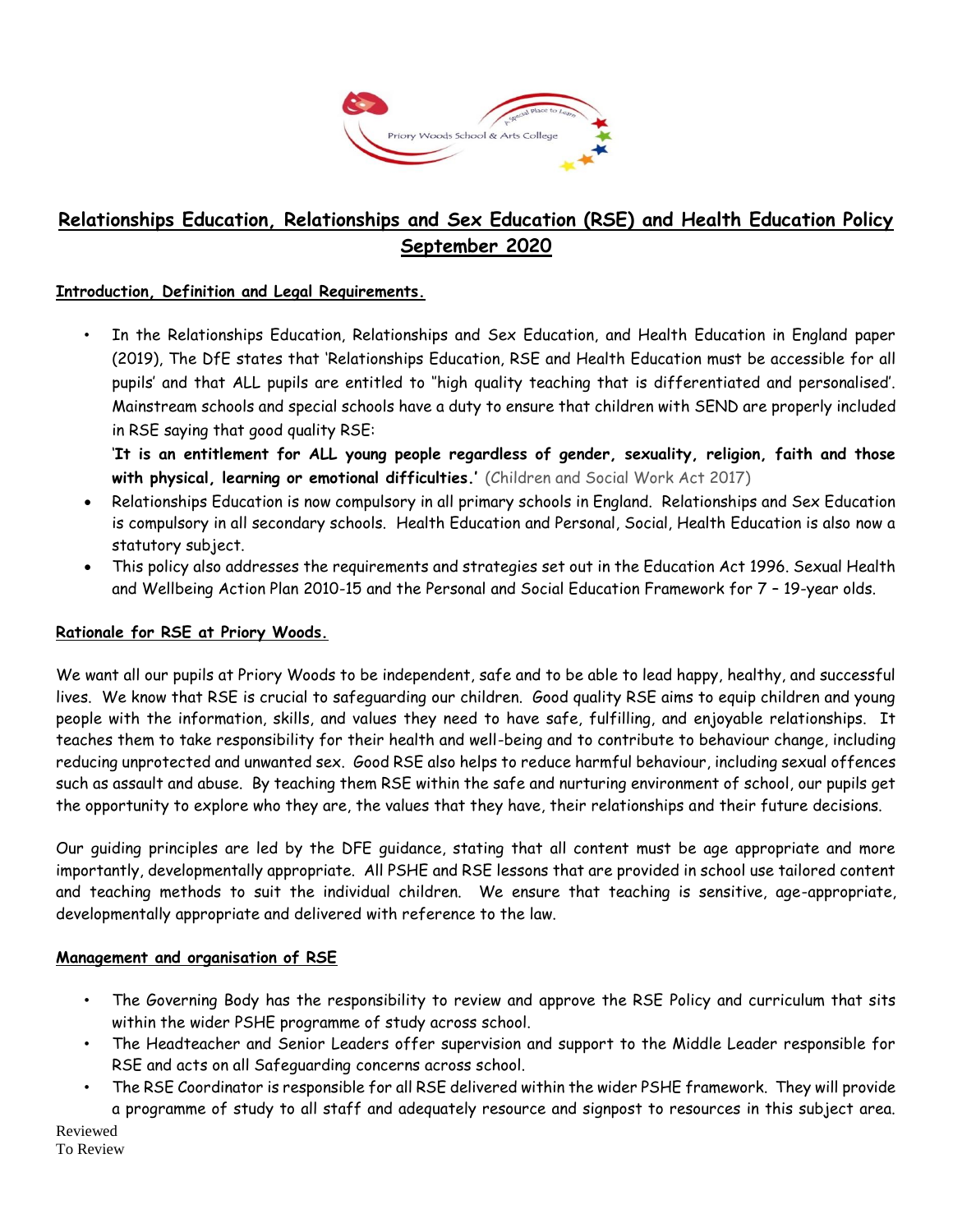## Relationships Education, Relationships and Sex Education (RSE) and Health Education Policy September 2020

### Introduction, Definition and Legal Requirements.

- In the Relationships Education, Relationships and Sex Education, and Health Education in England paper (2019), The DfE states that 'Relationships Education, RSE and Health Education must be accessible for all pupils' and that ALL pupils are entitled to "high quality teaching that is differentiated and personalised'. Mainstream schools and special schools have a duty to ensure that children with SEND are properly included in RSE saying that good quality RSE:

  '**It is an entitlement for ALL young people regardless of gender, sexuality, religion, faith and those with physical, learning or emotional difficulties.'** (Children and Social Work Act 2017)
- Relationships Education is now compulsory in all primary schools in England. Relationships and Sex Education is compulsory in all secondary schools. Health Education and Personal, Social, Health Education is also now a statutory subject.
- This policy also addresses the requirements and strategies set out in the Education Act 1996. Sexual Health and Wellbeing Action Plan 2010-15 and the Personal and Social Education Framework for 7 – 19-year olds.

### Rationale for RSE at Priory Woods.

We want all our pupils at Priory Woods to be independent, safe and to be able to lead happy, healthy, and successful lives. We know that RSE is crucial to safeguarding our children. Good quality RSE aims to equip children and young people with the information, skills, and values they need to have safe, fulfilling, and enjoyable relationships. It teaches them to take responsibility for their health and well-being and to contribute to behaviour change, including reducing unprotected and unwanted sex. Good RSE also helps to reduce harmful behaviour, including sexual offences such as assault and abuse. By teaching them RSE within the safe and nurturing environment of school, our pupils get the opportunity to explore who they are, the values that they have, their relationships and their future decisions.

Our guiding principles are led by the DFE guidance, stating that all content must be age appropriate and more importantly, developmentally appropriate. All PSHE and RSE lessons that are provided in school use tailored content and teaching methods to suit the individual children. We ensure that teaching is sensitive, age-appropriate, developmentally appropriate and delivered with reference to the law.

### Management and organisation of RSE

- The Governing Body has the responsibility to review and approve the RSE Policy and curriculum that sits within the wider PSHE programme of study across school.
- The Headteacher and Senior Leaders offer supervision and support to the Middle Leader responsible for RSE and acts on all Safeguarding concerns across school.
- The RSE Coordinator is responsible for all RSE delivered within the wider PSHE framework. They will provide a programme of study to all staff and adequately resource and signpost to resources in this subject area.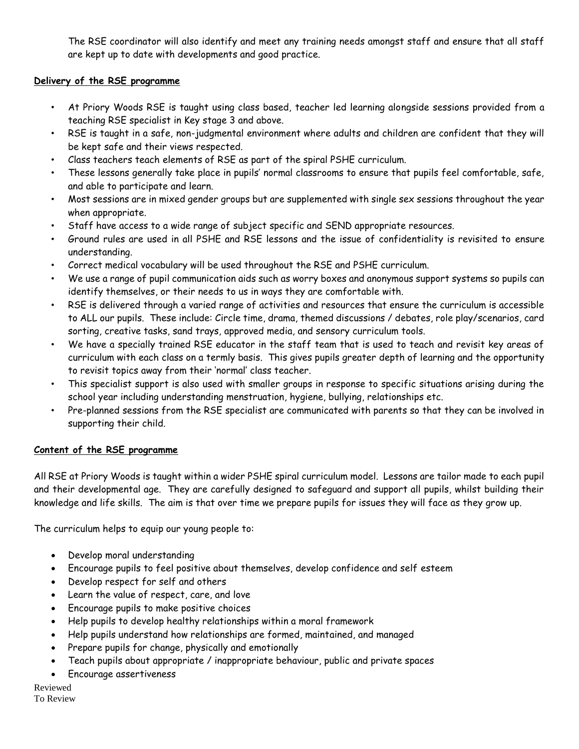The RSE coordinator will also identify and meet any training needs amongst staff and ensure that all staff are kept up to date with developments and good practice.

**Delivery of the RSE programme**

- At Priory Woods RSE is taught using class based, teacher led learning alongside sessions provided from a teaching RSE specialist in Key stage 3 and above.
- RSE is taught in a safe, non-judgmental environment where adults and children are confident that they will be kept safe and their views respected.
- Class teachers teach elements of RSE as part of the spiral PSHE curriculum.
- These lessons generally take place in pupils' normal classrooms to ensure that pupils feel comfortable, safe, and able to participate and learn.
- Most sessions are in mixed gender groups but are supplemented with single sex sessions throughout the year when appropriate.
- Staff have access to a wide range of subject specific and SEND appropriate resources.
- Ground rules are used in all PSHE and RSE lessons and the issue of confidentiality is revisited to ensure understanding.
- Correct medical vocabulary will be used throughout the RSE and PSHE curriculum.
- We use a range of pupil communication aids such as worry boxes and anonymous support systems so pupils can identify themselves, or their needs to us in ways they are comfortable with.
- RSE is delivered through a varied range of activities and resources that ensure the curriculum is accessible to ALL our pupils. These include: Circle time, drama, themed discussions / debates, role play/scenarios, card sorting, creative tasks, sand trays, approved media, and sensory curriculum tools.
- We have a specially trained RSE educator in the staff team that is used to teach and revisit key areas of curriculum with each class on a termly basis. This gives pupils greater depth of learning and the opportunity to revisit topics away from their 'normal' class teacher.
- This specialist support is also used with smaller groups in response to specific situations arising during the school year including understanding menstruation, hygiene, bullying, relationships etc.
- Pre-planned sessions from the RSE specialist are communicated with parents so that they can be involved in supporting their child.

**Content of the RSE programme**

All RSE at Priory Woods is taught within a wider PSHE spiral curriculum model. Lessons are tailor made to each pupil and their developmental age. They are carefully designed to safeguard and support all pupils, whilst building their knowledge and life skills. The aim is that over time we prepare pupils for issues they will face as they grow up.

The curriculum helps to equip our young people to:

- Develop moral understanding
- Encourage pupils to feel positive about themselves, develop confidence and self esteem
- Develop respect for self and others
- Learn the value of respect, care, and love
- Encourage pupils to make positive choices
- Help pupils to develop healthy relationships within a moral framework
- Help pupils understand how relationships are formed, maintained, and managed
- Prepare pupils for change, physically and emotionally
- Teach pupils about appropriate / inappropriate behaviour, public and private spaces
- Encourage assertiveness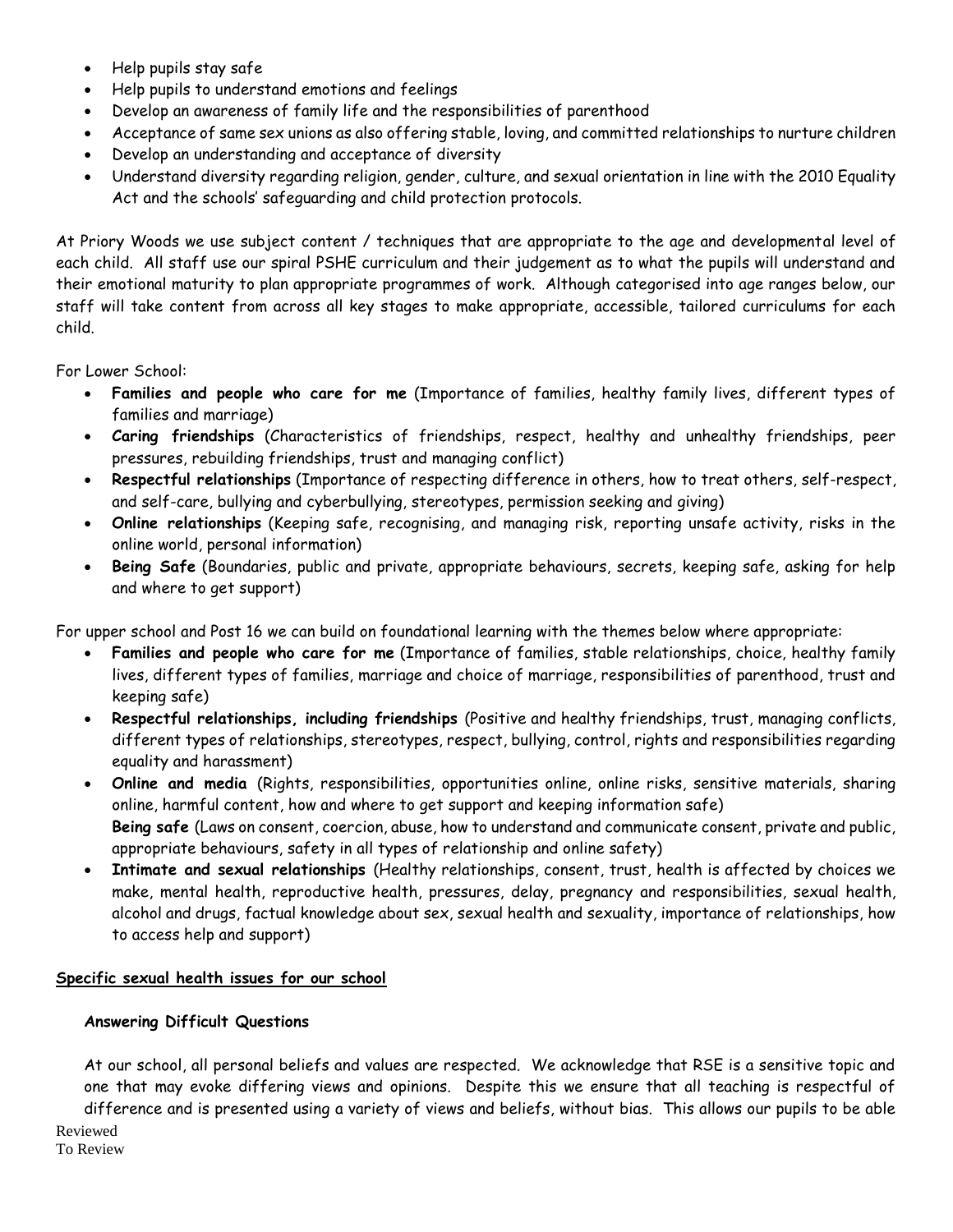- Help pupils stay safe
- Help pupils to understand emotions and feelings
- Develop an awareness of family life and the responsibilities of parenthood
- Acceptance of same sex unions as also offering stable, loving, and committed relationships to nurture children
- Develop an understanding and acceptance of diversity
- Understand diversity regarding religion, gender, culture, and sexual orientation in line with the 2010 Equality Act and the schools' safeguarding and child protection protocols.

At Priory Woods we use subject content / techniques that are appropriate to the age and developmental level of each child. All staff use our spiral PSHE curriculum and their judgement as to what the pupils will understand and their emotional maturity to plan appropriate programmes of work. Although categorised into age ranges below, our staff will take content from across all key stages to make appropriate, accessible, tailored curriculums for each child.

For Lower School:

- **Families and people who care for me** (Importance of families, healthy family lives, different types of families and marriage)
- ***Caring friendships*** (Characteristics of friendships, respect, healthy and unhealthy friendships, peer pressures, rebuilding friendships, trust and managing conflict)
- **Respectful relationships** (Importance of respecting difference in others, how to treat others, self-respect, and self-care, bullying and cyberbullying, stereotypes, permission seeking and giving)
- ***Online relationships*** (Keeping safe, recognising, and managing risk, reporting unsafe activity, risks in the online world, personal information)
- **Being Safe** (Boundaries, public and private, appropriate behaviours, secrets, keeping safe, asking for help and where to get support)

For upper school and Post 16 we can build on foundational learning with the themes below where appropriate:

- **Families and people who care for me** (Importance of families, stable relationships, choice, healthy family lives, different types of families, marriage and choice of marriage, responsibilities of parenthood, trust and keeping safe)
- **Respectful relationships, including friendships** (Positive and healthy friendships, trust, managing conflicts, different types of relationships, stereotypes, respect, bullying, control, rights and responsibilities regarding equality and harassment)
- ***Online and media*** (Rights, responsibilities, opportunities online, online risks, sensitive materials, sharing online, harmful content, how and where to get support and keeping information safe)
  **Being safe** (Laws on consent, coercion, abuse, how to understand and communicate consent, private and public, appropriate behaviours, safety in all types of relationship and online safety)
- **Intimate and sexual relationships** (Healthy relationships, consent, trust, health is affected by choices we make, mental health, reproductive health, pressures, delay, pregnancy and responsibilities, sexual health, alcohol and drugs, factual knowledge about sex, sexual health and sexuality, importance of relationships, how to access help and support)

**Specific sexual health issues for our school**

**Answering Difficult Questions**

At our school, all personal beliefs and values are respected. We acknowledge that RSE is a sensitive topic and one that may evoke differing views and opinions. Despite this we ensure that all teaching is respectful of difference and is presented using a variety of views and beliefs, without bias. This allows our pupils to be able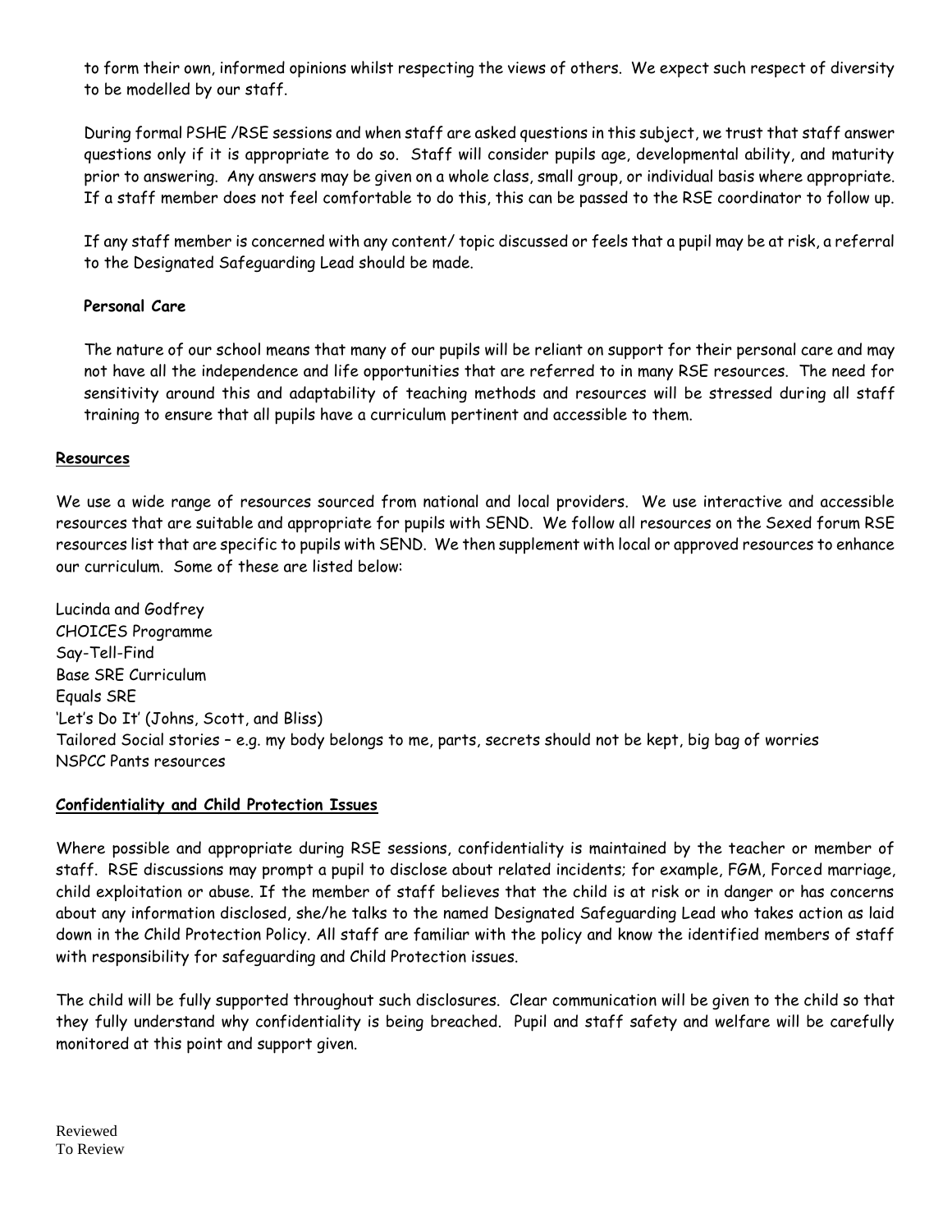to form their own, informed opinions whilst respecting the views of others. We expect such respect of diversity to be modelled by our staff.

During formal PSHE /RSE sessions and when staff are asked questions in this subject, we trust that staff answer questions only if it is appropriate to do so. Staff will consider pupils age, developmental ability, and maturity prior to answering. Any answers may be given on a whole class, small group, or individual basis where appropriate. If a staff member does not feel comfortable to do this, this can be passed to the RSE coordinator to follow up.

If any staff member is concerned with any content/ topic discussed or feels that a pupil may be at risk, a referral to the Designated Safeguarding Lead should be made.

**Personal Care**

The nature of our school means that many of our pupils will be reliant on support for their personal care and may not have all the independence and life opportunities that are referred to in many RSE resources. The need for sensitivity around this and adaptability of teaching methods and resources will be stressed during all staff training to ensure that all pupils have a curriculum pertinent and accessible to them.

## Resources

We use a wide range of resources sourced from national and local providers. We use interactive and accessible resources that are suitable and appropriate for pupils with SEND. We follow all resources on the Sexed forum RSE resources list that are specific to pupils with SEND. We then supplement with local or approved resources to enhance our curriculum. Some of these are listed below:

Lucinda and Godfrey
CHOICES Programme
Say-Tell-Find
Base SRE Curriculum
Equals SRE
'Let's Do It' (Johns, Scott, and Bliss)
Tailored Social stories – e.g. my body belongs to me, parts, secrets should not be kept, big bag of worries
NSPCC Pants resources

## Confidentiality and Child Protection Issues

Where possible and appropriate during RSE sessions, confidentiality is maintained by the teacher or member of staff. RSE discussions may prompt a pupil to disclose about related incidents; for example, FGM, Forced marriage, child exploitation or abuse. If the member of staff believes that the child is at risk or in danger or has concerns about any information disclosed, she/he talks to the named Designated Safeguarding Lead who takes action as laid down in the Child Protection Policy. All staff are familiar with the policy and know the identified members of staff with responsibility for safeguarding and Child Protection issues.

The child will be fully supported throughout such disclosures. Clear communication will be given to the child so that they fully understand why confidentiality is being breached. Pupil and staff safety and welfare will be carefully monitored at this point and support given.

Reviewed
To Review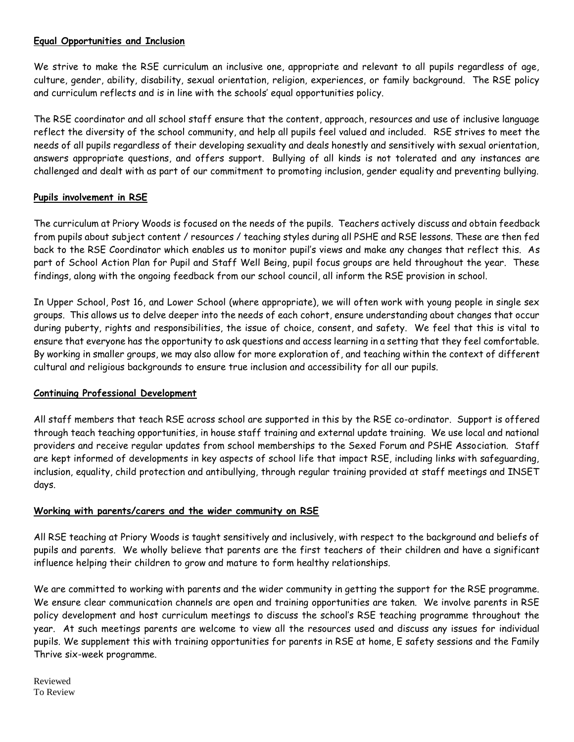## Equal Opportunities and Inclusion

We strive to make the RSE curriculum an inclusive one, appropriate and relevant to all pupils regardless of age, culture, gender, ability, disability, sexual orientation, religion, experiences, or family background. The RSE policy and curriculum reflects and is in line with the schools' equal opportunities policy.

The RSE coordinator and all school staff ensure that the content, approach, resources and use of inclusive language reflect the diversity of the school community, and help all pupils feel valued and included. RSE strives to meet the needs of all pupils regardless of their developing sexuality and deals honestly and sensitively with sexual orientation, answers appropriate questions, and offers support. Bullying of all kinds is not tolerated and any instances are challenged and dealt with as part of our commitment to promoting inclusion, gender equality and preventing bullying.

## Pupils involvement in RSE

The curriculum at Priory Woods is focused on the needs of the pupils. Teachers actively discuss and obtain feedback from pupils about subject content / resources / teaching styles during all PSHE and RSE lessons. These are then fed back to the RSE Coordinator which enables us to monitor pupil's views and make any changes that reflect this. As part of School Action Plan for Pupil and Staff Well Being, pupil focus groups are held throughout the year. These findings, along with the ongoing feedback from our school council, all inform the RSE provision in school.

In Upper School, Post 16, and Lower School (where appropriate), we will often work with young people in single sex groups. This allows us to delve deeper into the needs of each cohort, ensure understanding about changes that occur during puberty, rights and responsibilities, the issue of choice, consent, and safety. We feel that this is vital to ensure that everyone has the opportunity to ask questions and access learning in a setting that they feel comfortable. By working in smaller groups, we may also allow for more exploration of, and teaching within the context of different cultural and religious backgrounds to ensure true inclusion and accessibility for all our pupils.

## Continuing Professional Development

All staff members that teach RSE across school are supported in this by the RSE co-ordinator. Support is offered through teach teaching opportunities, in house staff training and external update training. We use local and national providers and receive regular updates from school memberships to the Sexed Forum and PSHE Association. Staff are kept informed of developments in key aspects of school life that impact RSE, including links with safeguarding, inclusion, equality, child protection and antibullying, through regular training provided at staff meetings and INSET days.

## Working with parents/carers and the wider community on RSE

All RSE teaching at Priory Woods is taught sensitively and inclusively, with respect to the background and beliefs of pupils and parents. We wholly believe that parents are the first teachers of their children and have a significant influence helping their children to grow and mature to form healthy relationships.

We are committed to working with parents and the wider community in getting the support for the RSE programme. We ensure clear communication channels are open and training opportunities are taken. We involve parents in RSE policy development and host curriculum meetings to discuss the school's RSE teaching programme throughout the year. At such meetings parents are welcome to view all the resources used and discuss any issues for individual pupils. We supplement this with training opportunities for parents in RSE at home, E safety sessions and the Family Thrive six-week programme.

Reviewed
To Review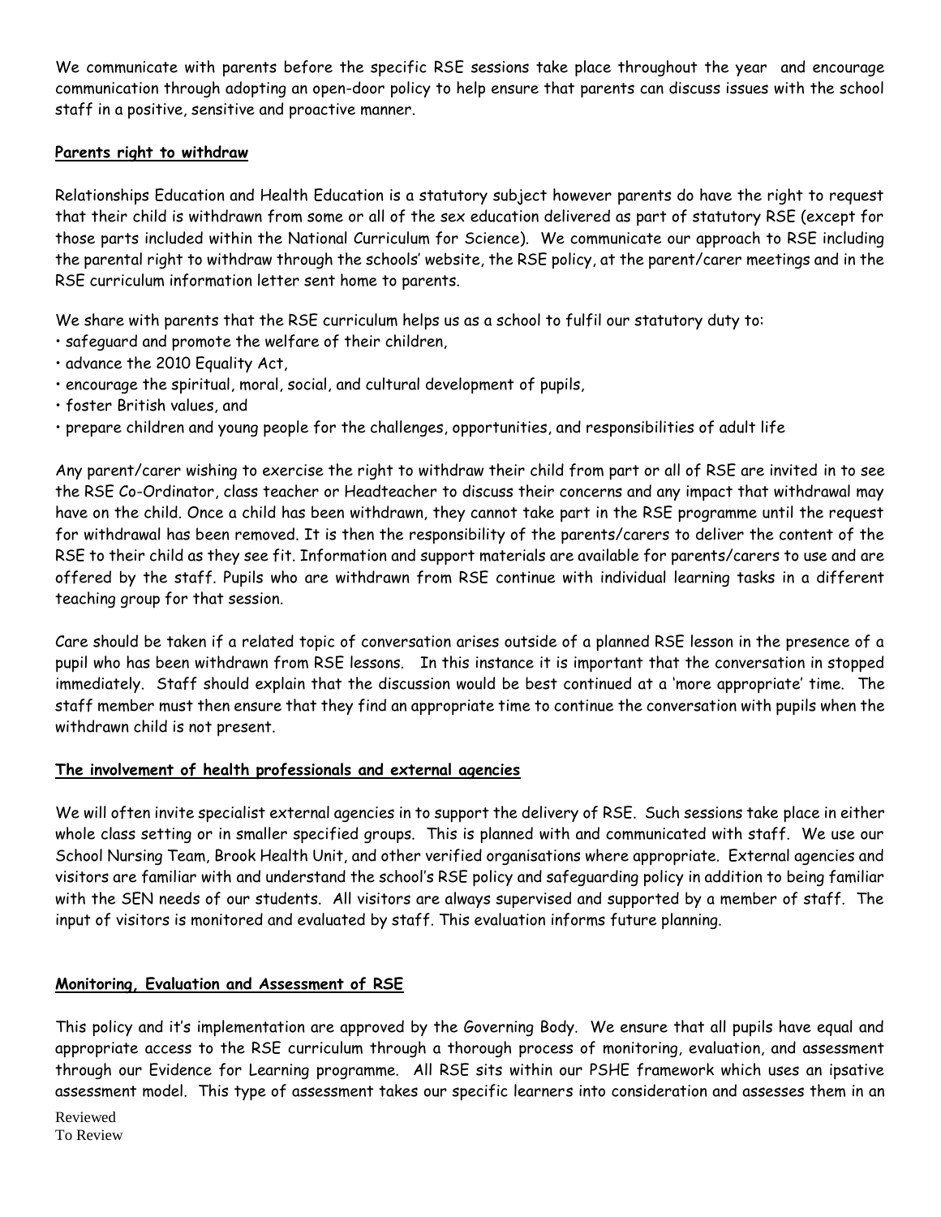We communicate with parents before the specific RSE sessions take place throughout the year and encourage communication through adopting an open-door policy to help ensure that parents can discuss issues with the school staff in a positive, sensitive and proactive manner.

**Parents right to withdraw**

Relationships Education and Health Education is a statutory subject however parents do have the right to request that their child is withdrawn from some or all of the sex education delivered as part of statutory RSE (except for those parts included within the National Curriculum for Science). We communicate our approach to RSE including the parental right to withdraw through the schools' website, the RSE policy, at the parent/carer meetings and in the RSE curriculum information letter sent home to parents.

We share with parents that the RSE curriculum helps us as a school to fulfil our statutory duty to:

- safeguard and promote the welfare of their children,
- advance the 2010 Equality Act,
- encourage the spiritual, moral, social, and cultural development of pupils,
- foster British values, and
- prepare children and young people for the challenges, opportunities, and responsibilities of adult life

Any parent/carer wishing to exercise the right to withdraw their child from part or all of RSE are invited in to see the RSE Co-Ordinator, class teacher or Headteacher to discuss their concerns and any impact that withdrawal may have on the child. Once a child has been withdrawn, they cannot take part in the RSE programme until the request for withdrawal has been removed. It is then the responsibility of the parents/carers to deliver the content of the RSE to their child as they see fit. Information and support materials are available for parents/carers to use and are offered by the staff. Pupils who are withdrawn from RSE continue with individual learning tasks in a different teaching group for that session.

Care should be taken if a related topic of conversation arises outside of a planned RSE lesson in the presence of a pupil who has been withdrawn from RSE lessons. In this instance it is important that the conversation in stopped immediately. Staff should explain that the discussion would be best continued at a 'more appropriate' time. The staff member must then ensure that they find an appropriate time to continue the conversation with pupils when the withdrawn child is not present.

**The involvement of health professionals and external agencies**

We will often invite specialist external agencies in to support the delivery of RSE. Such sessions take place in either whole class setting or in smaller specified groups. This is planned with and communicated with staff. We use our School Nursing Team, Brook Health Unit, and other verified organisations where appropriate. External agencies and visitors are familiar with and understand the school's RSE policy and safeguarding policy in addition to being familiar with the SEN needs of our students. All visitors are always supervised and supported by a member of staff. The input of visitors is monitored and evaluated by staff. This evaluation informs future planning.

**Monitoring, Evaluation and Assessment of RSE**

This policy and it's implementation are approved by the Governing Body. We ensure that all pupils have equal and appropriate access to the RSE curriculum through a thorough process of monitoring, evaluation, and assessment through our Evidence for Learning programme. All RSE sits within our PSHE framework which uses an ipsative assessment model. This type of assessment takes our specific learners into consideration and assesses them in an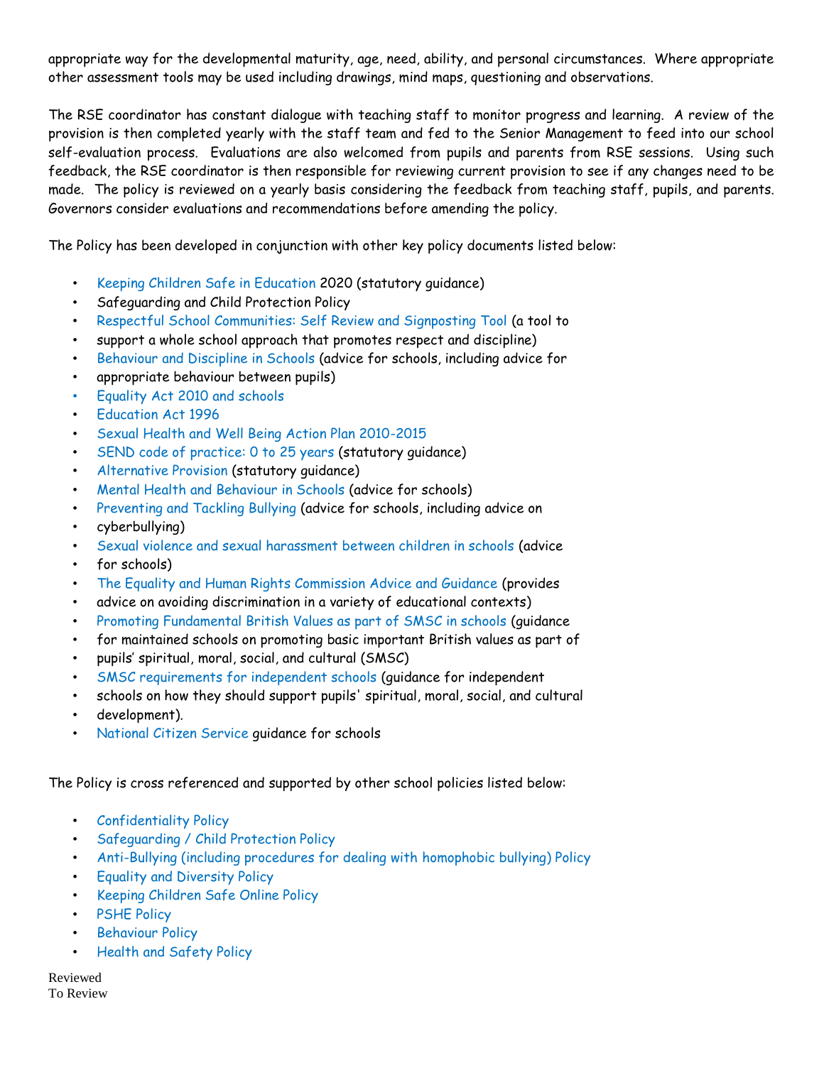appropriate way for the developmental maturity, age, need, ability, and personal circumstances. Where appropriate other assessment tools may be used including drawings, mind maps, questioning and observations.

The RSE coordinator has constant dialogue with teaching staff to monitor progress and learning. A review of the provision is then completed yearly with the staff team and fed to the Senior Management to feed into our school self-evaluation process. Evaluations are also welcomed from pupils and parents from RSE sessions. Using such feedback, the RSE coordinator is then responsible for reviewing current provision to see if any changes need to be made. The policy is reviewed on a yearly basis considering the feedback from teaching staff, pupils, and parents. Governors consider evaluations and recommendations before amending the policy.

The Policy has been developed in conjunction with other key policy documents listed below:

- Keeping Children Safe in Education 2020 (statutory guidance)
- Safeguarding and Child Protection Policy
- Respectful School Communities: Self Review and Signposting Tool (a tool to
- support a whole school approach that promotes respect and discipline)
- Behaviour and Discipline in Schools (advice for schools, including advice for
- appropriate behaviour between pupils)
- Equality Act 2010 and schools
- Education Act 1996
- Sexual Health and Well Being Action Plan 2010-2015
- SEND code of practice: 0 to 25 years (statutory guidance)
- Alternative Provision (statutory guidance)
- Mental Health and Behaviour in Schools (advice for schools)
- Preventing and Tackling Bullying (advice for schools, including advice on
- cyberbullying)
- Sexual violence and sexual harassment between children in schools (advice
- for schools)
- The Equality and Human Rights Commission Advice and Guidance (provides
- advice on avoiding discrimination in a variety of educational contexts)
- Promoting Fundamental British Values as part of SMSC in schools (guidance
- for maintained schools on promoting basic important British values as part of
- pupils' spiritual, moral, social, and cultural (SMSC)
- SMSC requirements for independent schools (guidance for independent
- schools on how they should support pupils' spiritual, moral, social, and cultural
- development).
- National Citizen Service guidance for schools

The Policy is cross referenced and supported by other school policies listed below:

- Confidentiality Policy
- Safeguarding / Child Protection Policy
- Anti-Bullying (including procedures for dealing with homophobic bullying) Policy
- Equality and Diversity Policy
- Keeping Children Safe Online Policy
- PSHE Policy
- Behaviour Policy
- Health and Safety Policy

Reviewed
To Review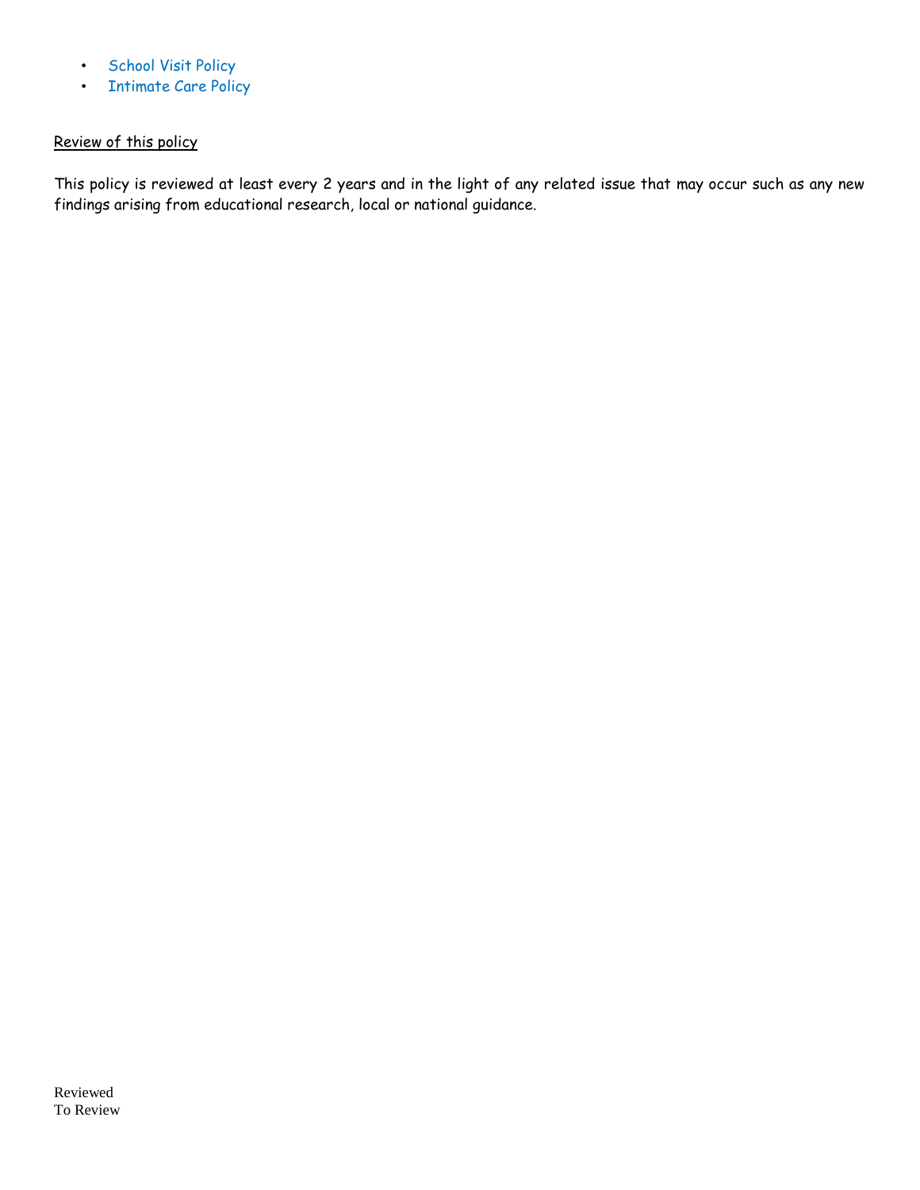- School Visit Policy
- Intimate Care Policy

<u>Review of this policy</u>

This policy is reviewed at least every 2 years and in the light of any related issue that may occur such as any new findings arising from educational research, local or national guidance.

Reviewed
To Review